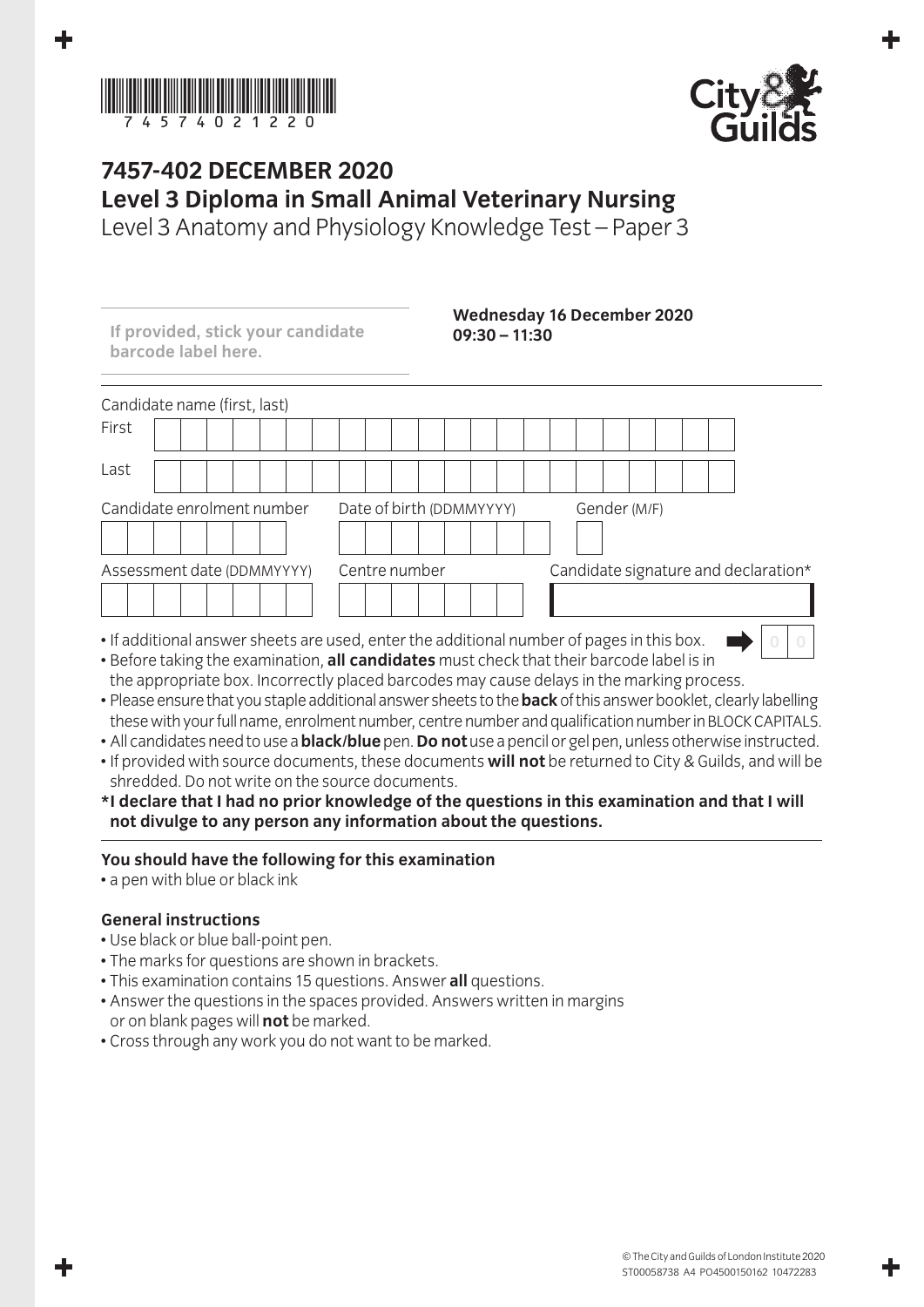7 4 5 7 4 0 2 1 2 2 0

# 7457-402 DECEMBER 2020
## Level 3 Diploma in Small Animal Veterinary Nursing
Level 3 Anatomy and Physiology Knowledge Test – Paper 3

**If provided, stick your candidate barcode label here.**

**Wednesday 16 December 2020**
**09:30 – 11:30**

Candidate name (first, last)

First

Last

Candidate enrolment number | Date of birth (DDMMYYYY) | Gender (M/F)

Assessment date (DDMMYYYY) | Centre number | Candidate signature and declaration*

- If additional answer sheets are used, enter the additional number of pages in this box. 0 0
- Before taking the examination, **all candidates** must check that their barcode label is in the appropriate box. Incorrectly placed barcodes may cause delays in the marking process.
- Please ensure that you staple additional answer sheets to the **back** of this answer booklet, clearly labelling these with your full name, enrolment number, centre number and qualification number in BLOCK CAPITALS.
- All candidates need to use a **black/blue** pen. **Do not** use a pencil or gel pen, unless otherwise instructed.
- If provided with source documents, these documents **will not** be returned to City & Guilds, and will be shredded. Do not write on the source documents.

**\*I declare that I had no prior knowledge of the questions in this examination and that I will not divulge to any person any information about the questions.**

### You should have the following for this examination
- a pen with blue or black ink

### General instructions
- Use black or blue ball-point pen.
- The marks for questions are shown in brackets.
- This examination contains 15 questions. Answer **all** questions.
- Answer the questions in the spaces provided. Answers written in margins or on blank pages will **not** be marked.
- Cross through any work you do not want to be marked.

© The City and Guilds of London Institute 2020
ST00058738 A4 PO4500150162 10472283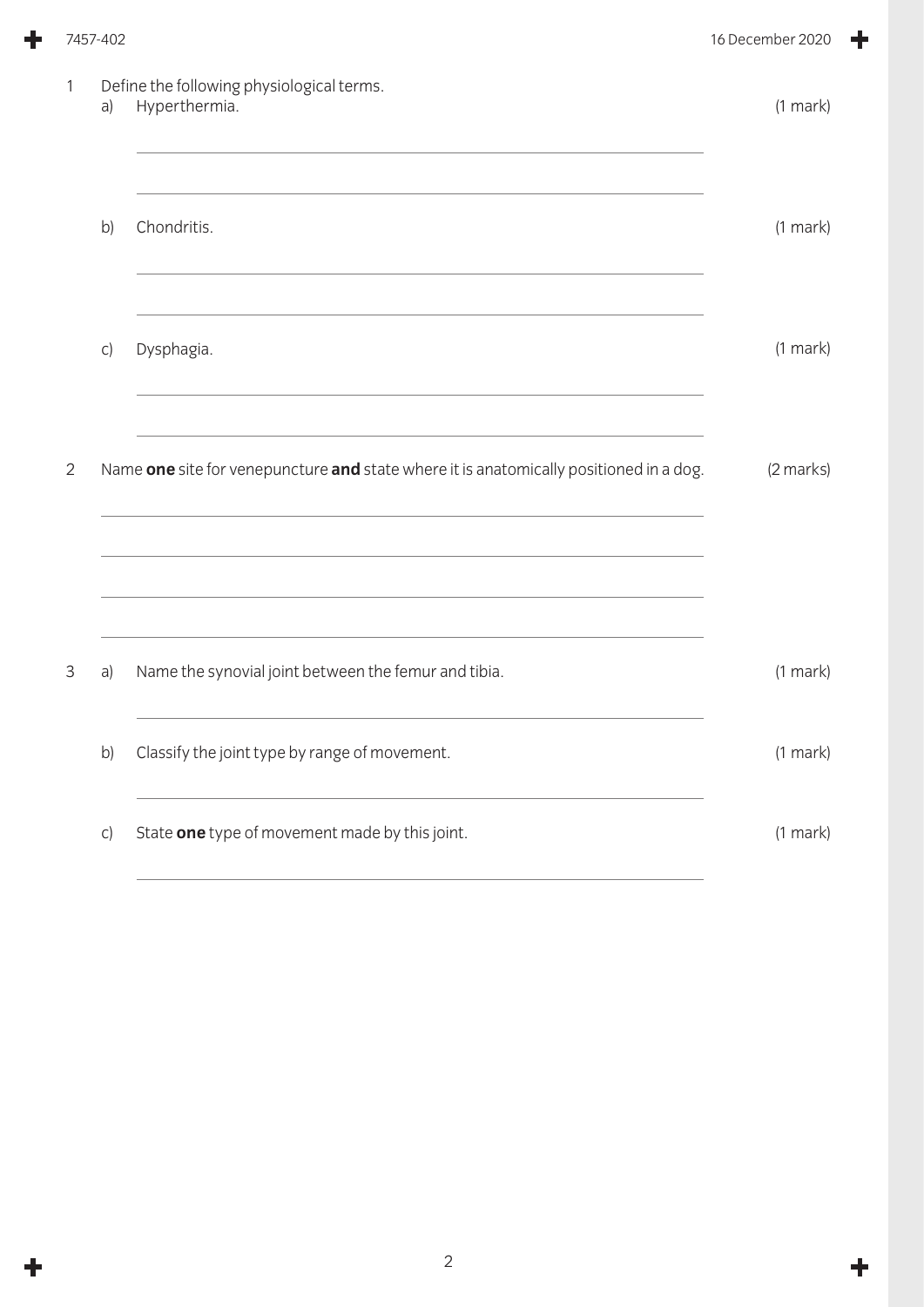1 Define the following physiological terms.

a) Hyperthermia. (1 mark)

b) Chondritis. (1 mark)

c) Dysphagia. (1 mark)

2 Name **one** site for venepuncture **and** state where it is anatomically positioned in a dog. (2 marks)

3 a) Name the synovial joint between the femur and tibia. (1 mark)

b) Classify the joint type by range of movement. (1 mark)

c) State **one** type of movement made by this joint. (1 mark)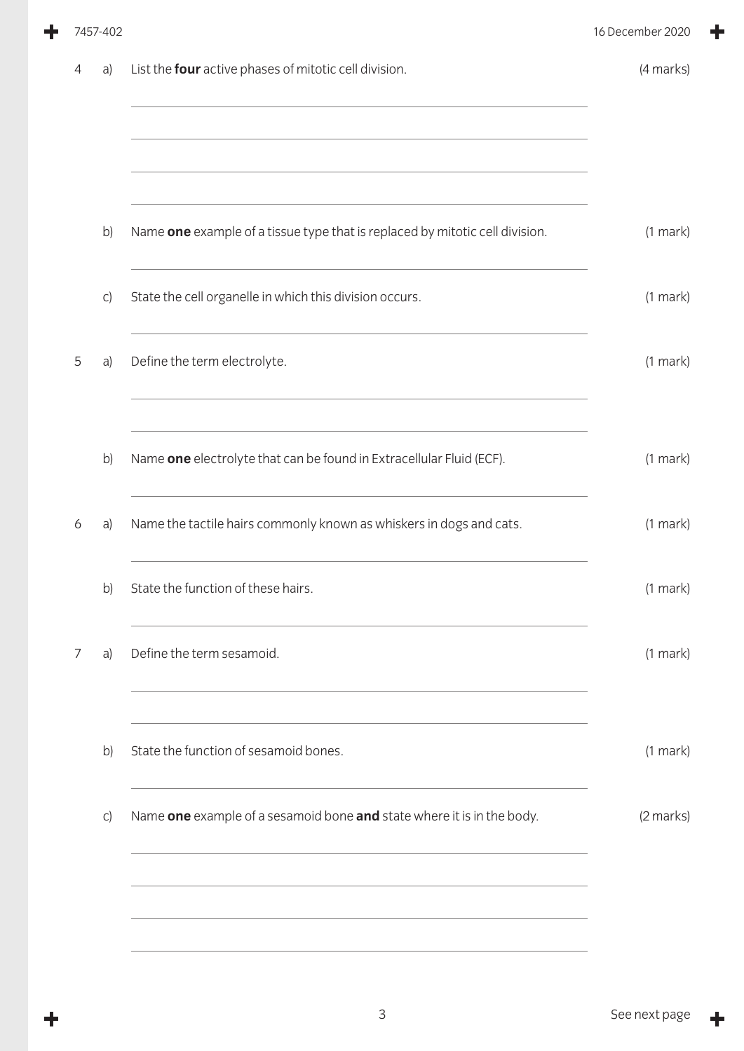4 a) List the **four** active phases of mitotic cell division. (4 marks)

b) Name **one** example of a tissue type that is replaced by mitotic cell division. (1 mark)

c) State the cell organelle in which this division occurs. (1 mark)

5 a) Define the term electrolyte. (1 mark)

b) Name **one** electrolyte that can be found in Extracellular Fluid (ECF). (1 mark)

6 a) Name the tactile hairs commonly known as whiskers in dogs and cats. (1 mark)

b) State the function of these hairs. (1 mark)

7 a) Define the term sesamoid. (1 mark)

b) State the function of sesamoid bones. (1 mark)

c) Name **one** example of a sesamoid bone **and** state where it is in the body. (2 marks)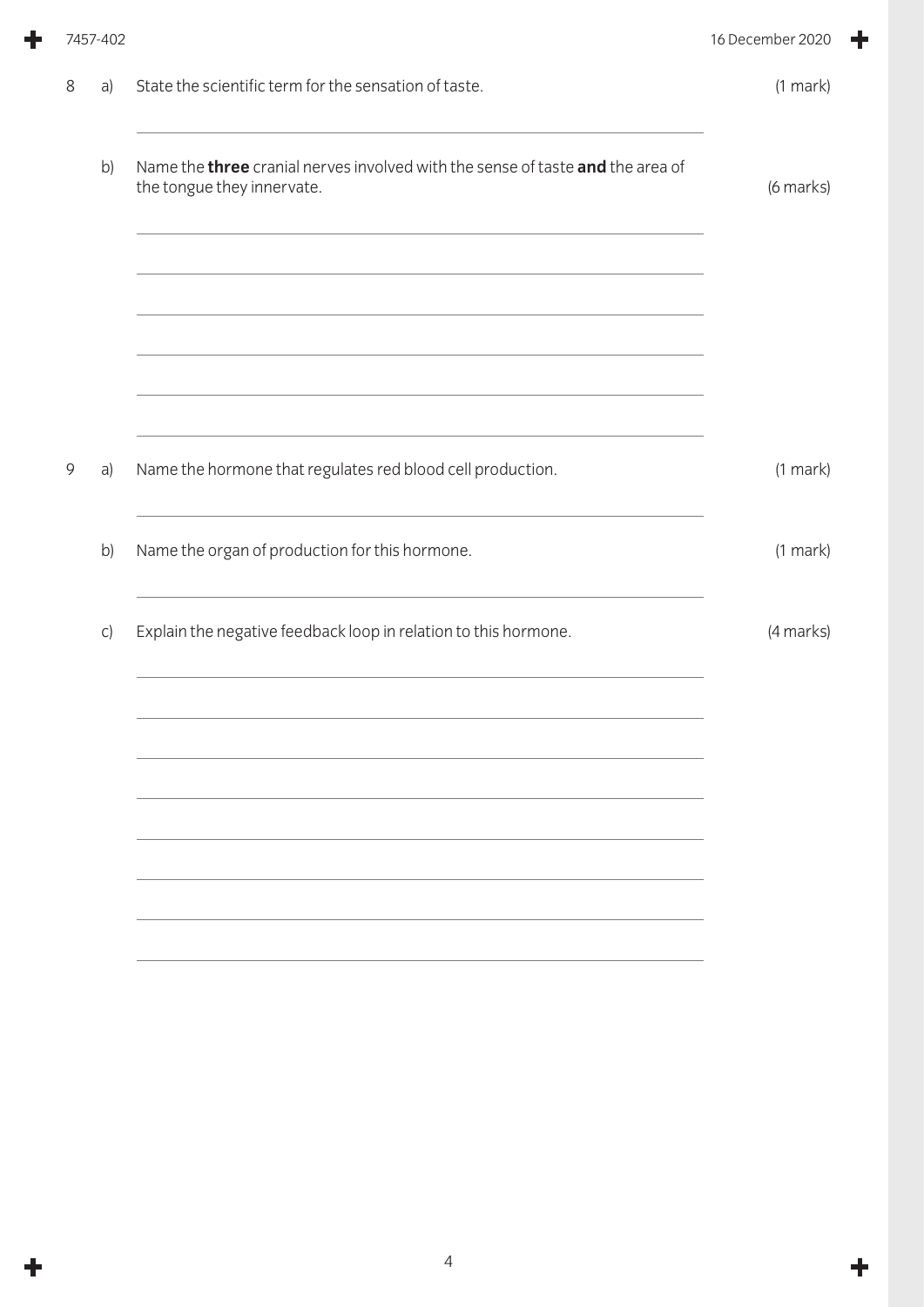8 a) State the scientific term for the sensation of taste. (1 mark)

b) Name the **three** cranial nerves involved with the sense of taste **and** the area of the tongue they innervate. (6 marks)

9 a) Name the hormone that regulates red blood cell production. (1 mark)

b) Name the organ of production for this hormone. (1 mark)

c) Explain the negative feedback loop in relation to this hormone. (4 marks)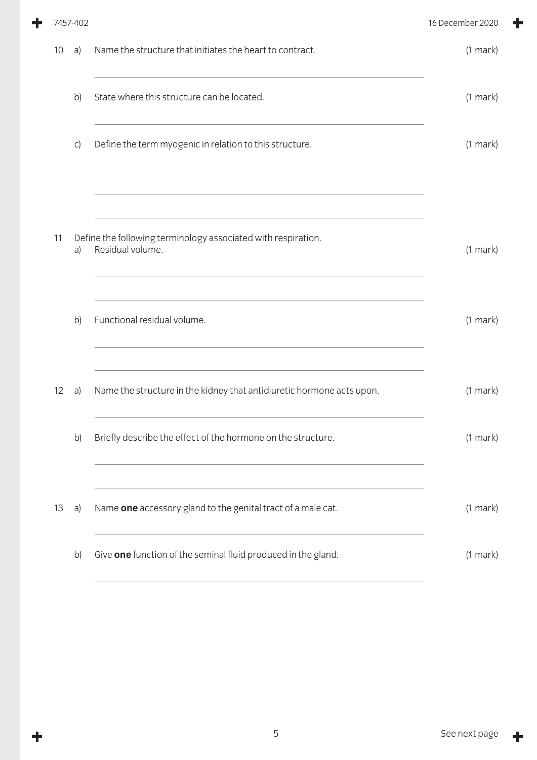10 a) Name the structure that initiates the heart to contract. (1 mark)

b) State where this structure can be located. (1 mark)

c) Define the term myogenic in relation to this structure. (1 mark)

11 Define the following terminology associated with respiration.

a) Residual volume. (1 mark)

b) Functional residual volume. (1 mark)

12 a) Name the structure in the kidney that antidiuretic hormone acts upon. (1 mark)

b) Briefly describe the effect of the hormone on the structure. (1 mark)

13 a) Name **one** accessory gland to the genital tract of a male cat. (1 mark)

b) Give **one** function of the seminal fluid produced in the gland. (1 mark)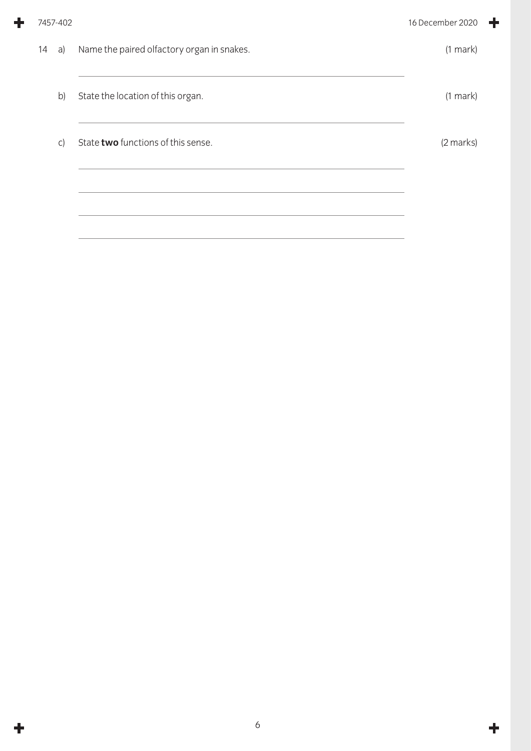14 a) Name the paired olfactory organ in snakes. (1 mark)

b) State the location of this organ. (1 mark)

c) State **two** functions of this sense. (2 marks)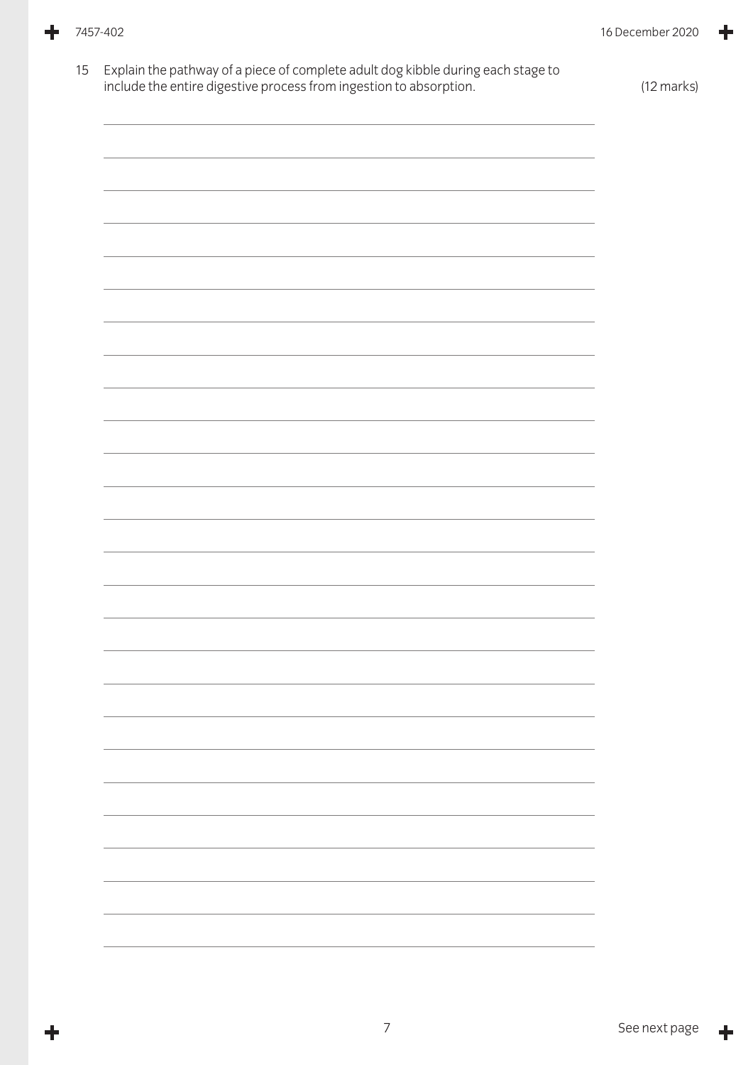15 Explain the pathway of a piece of complete adult dog kibble during each stage to include the entire digestive process from ingestion to absorption.

(12 marks)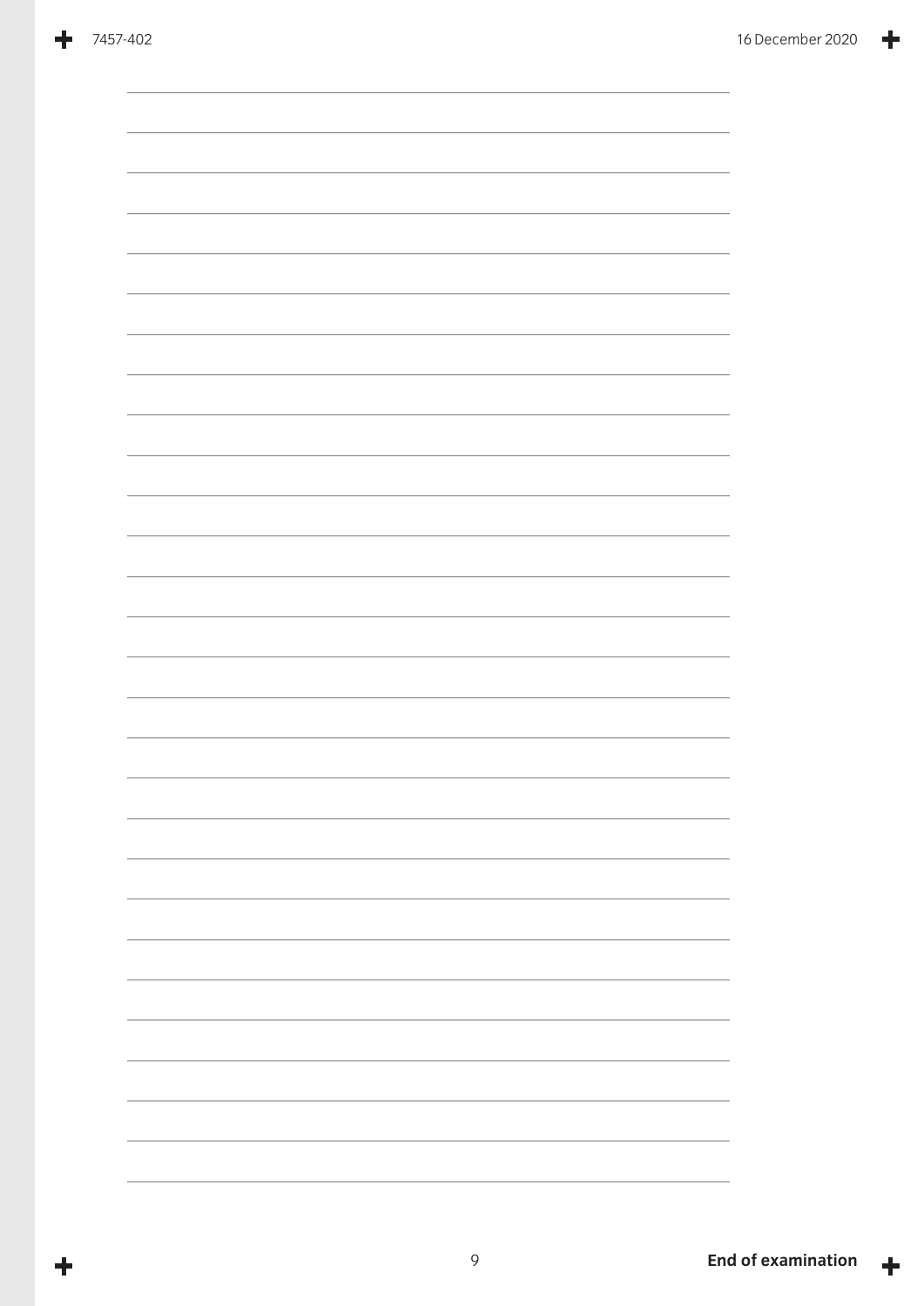**End of examination**